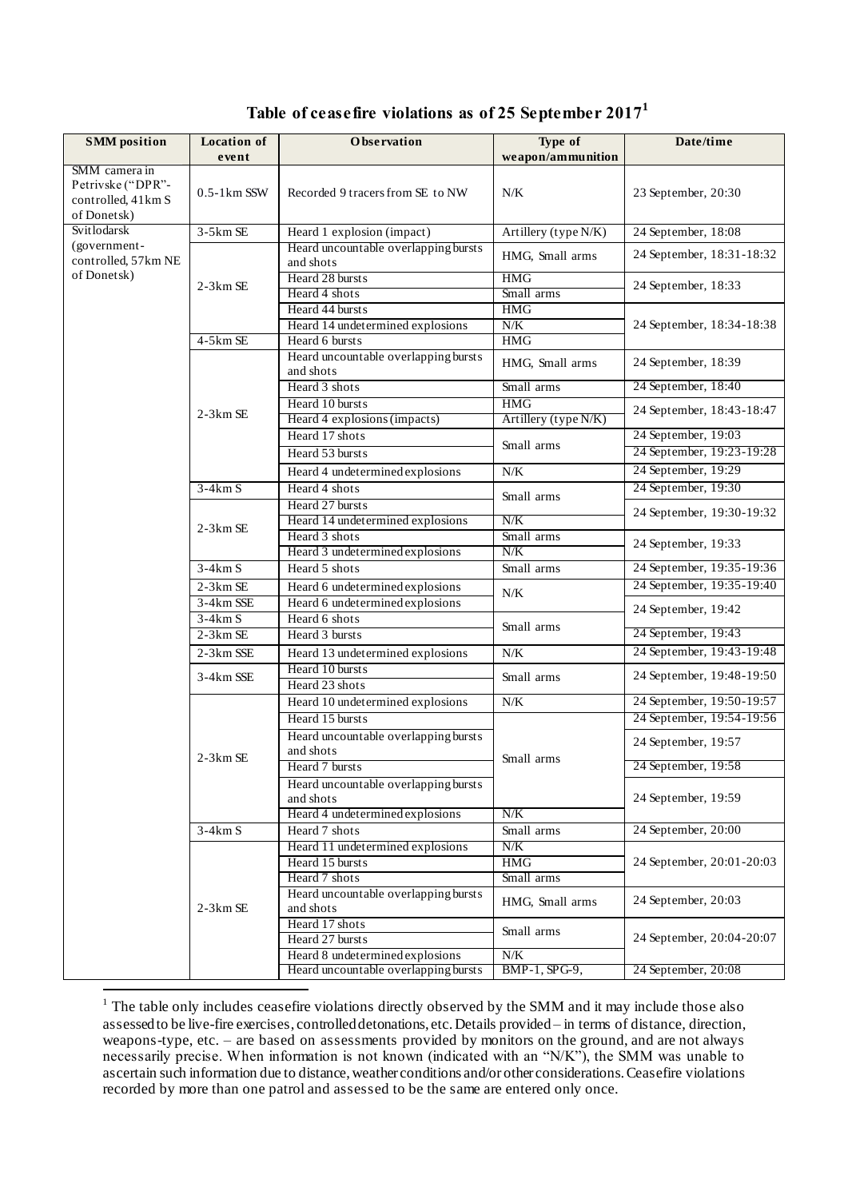# Table of ceasefire violations as of 25 September 2017[1]

| SMM position | Location of event | Observation | Type of weapon/ammunition | Date/time |
|---|---|---|---|---|
| SMM camera in Petrivske ("DPR"-controlled, 41km S of Donetsk) | 0.5-1km SSW | Recorded 9 tracers from SE to NW | N/K | 23 September, 20:30 |
| Svitlodarsk (government-controlled, 57km NE of Donetsk) | 3-5km SE | Heard 1 explosion (impact) | Artillery (type N/K) | 24 September, 18:08 |
| | 2-3km SE | Heard uncountable overlapping bursts and shots | HMG, Small arms | 24 September, 18:31-18:32 |
| | 2-3km SE | Heard 28 bursts | HMG | 24 September, 18:33 |
| | 2-3km SE | Heard 4 shots | Small arms | 24 September, 18:33 |
| | 2-3km SE | Heard 44 bursts | HMG | 24 September, 18:34-18:38 |
| | 2-3km SE | Heard 14 undetermined explosions | N/K | 24 September, 18:34-18:38 |
| | 4-5km SE | Heard 6 bursts | HMG | 24 September, 18:34-18:38 |
| | 2-3km SE | Heard uncountable overlapping bursts and shots | HMG, Small arms | 24 September, 18:39 |
| | 2-3km SE | Heard 3 shots | Small arms | 24 September, 18:40 |
| | 2-3km SE | Heard 10 bursts | HMG | 24 September, 18:43-18:47 |
| | 2-3km SE | Heard 4 explosions (impacts) | Artillery (type N/K) | 24 September, 18:43-18:47 |
| | 2-3km SE | Heard 17 shots | Small arms | 24 September, 19:03 |
| | 2-3km SE | Heard 53 bursts | Small arms | 24 September, 19:23-19:28 |
| | 2-3km SE | Heard 4 undetermined explosions | N/K | 24 September, 19:29 |
| | 3-4km S | Heard 4 shots | Small arms | 24 September, 19:30 |
| | 2-3km SE | Heard 27 bursts | Small arms | 24 September, 19:30-19:32 |
| | 2-3km SE | Heard 14 undetermined explosions | N/K | 24 September, 19:30-19:32 |
| | 2-3km SE | Heard 3 shots | Small arms | 24 September, 19:33 |
| | 2-3km SE | Heard 3 undetermined explosions | N/K | 24 September, 19:33 |
| | 3-4km S | Heard 5 shots | Small arms | 24 September, 19:35-19:36 |
| | 2-3km SE | Heard 6 undetermined explosions | N/K | 24 September, 19:35-19:40 |
| | 3-4km SSE | Heard 6 undetermined explosions | N/K | 24 September, 19:42 |
| | 3-4km S | Heard 6 shots | Small arms | 24 September, 19:42 |
| | 2-3km SE | Heard 3 bursts | Small arms | 24 September, 19:43 |
| | 2-3km SSE | Heard 13 undetermined explosions | N/K | 24 September, 19:43-19:48 |
| | 3-4km SSE | Heard 10 bursts | Small arms | 24 September, 19:48-19:50 |
| | 3-4km SSE | Heard 23 shots | Small arms | 24 September, 19:48-19:50 |
| | 2-3km SE | Heard 10 undetermined explosions | N/K | 24 September, 19:50-19:57 |
| | 2-3km SE | Heard 15 bursts | Small arms | 24 September, 19:54-19:56 |
| | 2-3km SE | Heard uncountable overlapping bursts and shots | Small arms | 24 September, 19:57 |
| | 2-3km SE | Heard 7 bursts | Small arms | 24 September, 19:58 |
| | 2-3km SE | Heard uncountable overlapping bursts and shots | Small arms | 24 September, 19:59 |
| | 2-3km SE | Heard 4 undetermined explosions | N/K | 24 September, 19:59 |
| | 3-4km S | Heard 7 shots | Small arms | 24 September, 20:00 |
| | 2-3km SE | Heard 11 undetermined explosions | N/K | 24 September, 20:01-20:03 |
| | 2-3km SE | Heard 15 bursts | HMG | 24 September, 20:01-20:03 |
| | 2-3km SE | Heard 7 shots | Small arms | 24 September, 20:01-20:03 |
| | 2-3km SE | Heard uncountable overlapping bursts and shots | HMG, Small arms | 24 September, 20:03 |
| | 2-3km SE | Heard 17 shots | Small arms | 24 September, 20:04-20:07 |
| | 2-3km SE | Heard 27 bursts | Small arms | 24 September, 20:04-20:07 |
| | 2-3km SE | Heard 8 undetermined explosions | N/K | 24 September, 20:04-20:07 |
| | 2-3km SE | Heard uncountable overlapping bursts | BMP-1, SPG-9, | 24 September, 20:08 |

[1] The table only includes ceasefire violations directly observed by the SMM and it may include those also assessed to be live-fire exercises, controlled detonations, etc. Details provided – in terms of distance, direction, weapons-type, etc. – are based on assessments provided by monitors on the ground, and are not always necessarily precise. When information is not known (indicated with an "N/K"), the SMM was unable to ascertain such information due to distance, weather conditions and/or other considerations. Ceasefire violations recorded by more than one patrol and assessed to be the same are entered only once.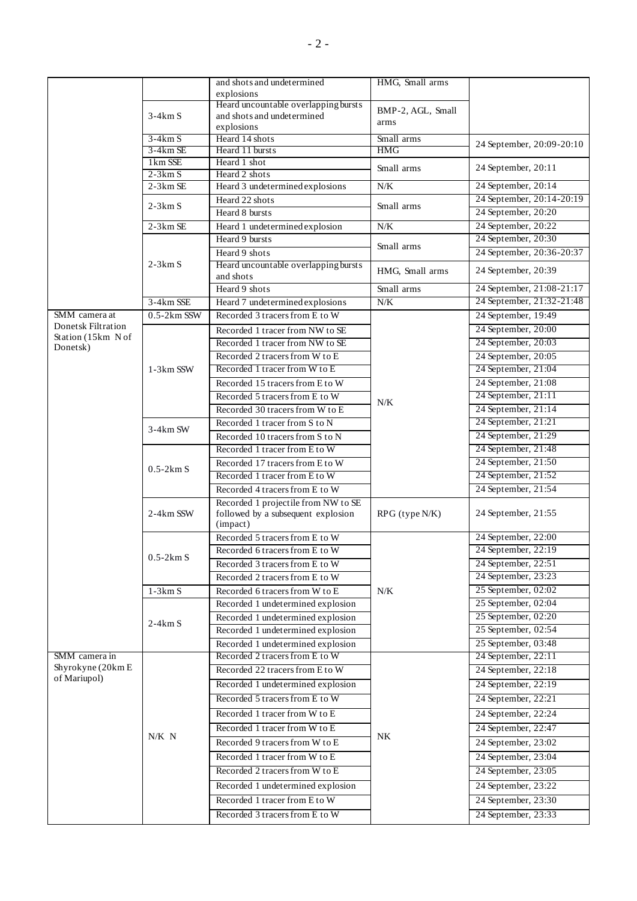| | | and shots and undetermined explosions | HMG, Small arms | |
|---|---|---|---|---|
| | 3-4km S | Heard uncountable overlapping bursts and shots and undetermined explosions | BMP-2, AGL, Small arms | |
| | 3-4km S | Heard 14 shots | Small arms | 24 September, 20:09-20:10 |
| | 3-4km SE | Heard 11 bursts | HMG | |
| | 1km SSE | Heard 1 shot | Small arms | 24 September, 20:11 |
| | 2-3km S | Heard 2 shots | | |
| | 2-3km SE | Heard 3 undetermined explosions | N/K | 24 September, 20:14 |
| | 2-3km S | Heard 22 shots | Small arms | 24 September, 20:14-20:19 |
| | | Heard 8 bursts | | 24 September, 20:20 |
| | 2-3km SE | Heard 1 undetermined explosion | N/K | 24 September, 20:22 |
| | 2-3km S | Heard 9 bursts | Small arms | 24 September, 20:30 |
| | | Heard 9 shots | | 24 September, 20:36-20:37 |
| | | Heard uncountable overlapping bursts and shots | HMG, Small arms | 24 September, 20:39 |
| | | Heard 9 shots | Small arms | 24 September, 21:08-21:17 |
| | 3-4km SSE | Heard 7 undetermined explosions | N/K | 24 September, 21:32-21:48 |
| SMM camera at Donetsk Filtration Station (15km N of Donetsk) | 0.5-2km SSW | Recorded 3 tracers from E to W | N/K | 24 September, 19:49 |
| | 1-3km SSW | Recorded 1 tracer from NW to SE | | 24 September, 20:00 |
| | | Recorded 1 tracer from NW to SE | | 24 September, 20:03 |
| | | Recorded 2 tracers from W to E | | 24 September, 20:05 |
| | | Recorded 1 tracer from W to E | | 24 September, 21:04 |
| | | Recorded 15 tracers from E to W | | 24 September, 21:08 |
| | | Recorded 5 tracers from E to W | | 24 September, 21:11 |
| | | Recorded 30 tracers from W to E | | 24 September, 21:14 |
| | 3-4km SW | Recorded 1 tracer from S to N | | 24 September, 21:21 |
| | | Recorded 10 tracers from S to N | | 24 September, 21:29 |
| | 0.5-2km S | Recorded 1 tracer from E to W | | 24 September, 21:48 |
| | | Recorded 17 tracers from E to W | | 24 September, 21:50 |
| | | Recorded 1 tracer from E to W | | 24 September, 21:52 |
| | | Recorded 4 tracers from E to W | | 24 September, 21:54 |
| | 2-4km SSW | Recorded 1 projectile from NW to SE followed by a subsequent explosion (impact) | RPG (type N/K) | 24 September, 21:55 |
| | 0.5-2km S | Recorded 5 tracers from E to W | N/K | 24 September, 22:00 |
| | | Recorded 6 tracers from E to W | | 24 September, 22:19 |
| | | Recorded 3 tracers from E to W | | 24 September, 22:51 |
| | | Recorded 2 tracers from E to W | | 24 September, 23:23 |
| | 1-3km S | Recorded 6 tracers from W to E | | 25 September, 02:02 |
| | 2-4km S | Recorded 1 undetermined explosion | | 25 September, 02:04 |
| | | Recorded 1 undetermined explosion | | 25 September, 02:20 |
| | | Recorded 1 undetermined explosion | | 25 September, 02:54 |
| | | Recorded 1 undetermined explosion | | 25 September, 03:48 |
| SMM camera in Shyrokyne (20km E of Mariupol) | N/K N | Recorded 2 tracers from E to W | NK | 24 September, 22:11 |
| | | Recorded 22 tracers from E to W | | 24 September, 22:18 |
| | | Recorded 1 undetermined explosion | | 24 September, 22:19 |
| | | Recorded 5 tracers from E to W | | 24 September, 22:21 |
| | | Recorded 1 tracer from W to E | | 24 September, 22:24 |
| | | Recorded 1 tracer from W to E | | 24 September, 22:47 |
| | | Recorded 9 tracers from W to E | | 24 September, 23:02 |
| | | Recorded 1 tracer from W to E | | 24 September, 23:04 |
| | | Recorded 2 tracers from W to E | | 24 September, 23:05 |
| | | Recorded 1 undetermined explosion | | 24 September, 23:22 |
| | | Recorded 1 tracer from E to W | | 24 September, 23:30 |
| | | Recorded 3 tracers from E to W | | 24 September, 23:33 |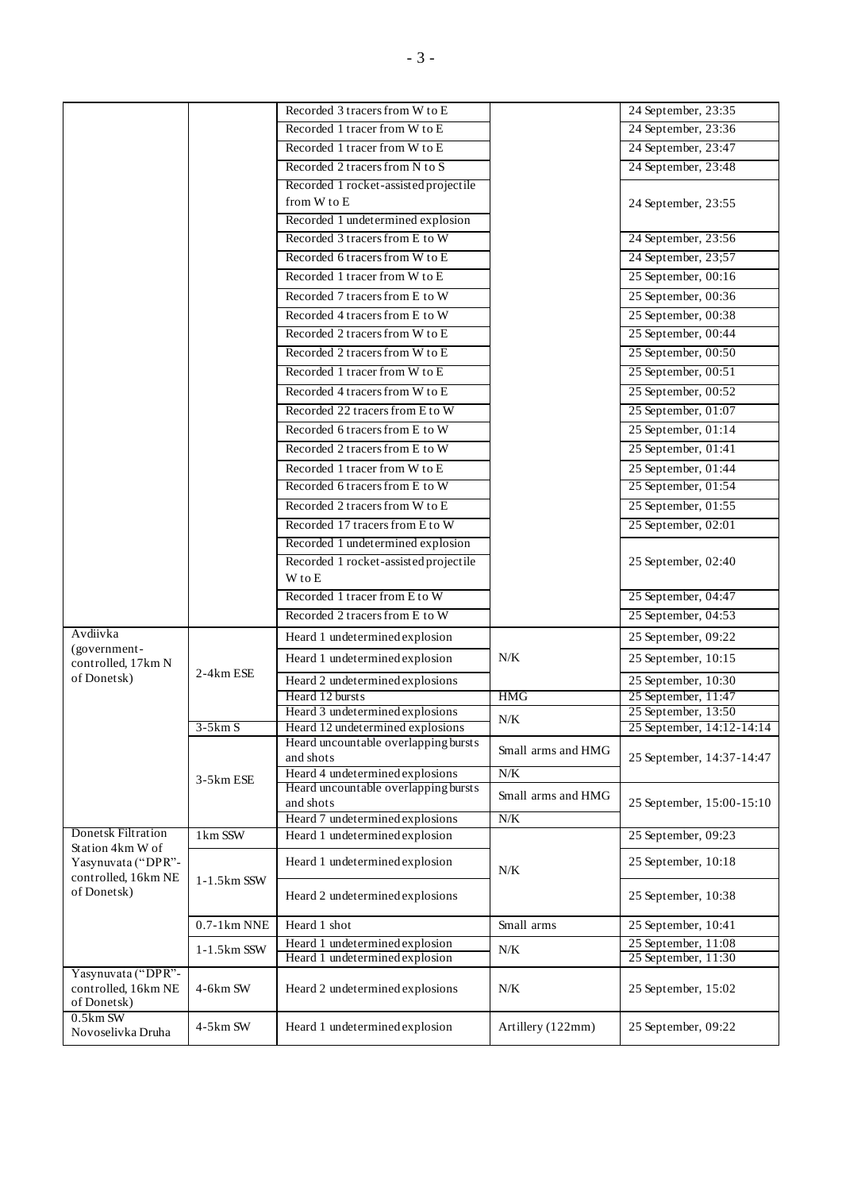| | | | | |
|---|---|---|---|---|
| | | Recorded 3 tracers from W to E | | 24 September, 23:35 |
| | | Recorded 1 tracer from W to E | | 24 September, 23:36 |
| | | Recorded 1 tracer from W to E | | 24 September, 23:47 |
| | | Recorded 2 tracers from N to S | | 24 September, 23:48 |
| | | Recorded 1 rocket-assisted projectile from W to E | | 24 September, 23:55 |
| | | Recorded 1 undetermined explosion | | |
| | | Recorded 3 tracers from E to W | | 24 September, 23:56 |
| | | Recorded 6 tracers from W to E | | 24 September, 23;57 |
| | | Recorded 1 tracer from W to E | | 25 September, 00:16 |
| | | Recorded 7 tracers from E to W | | 25 September, 00:36 |
| | | Recorded 4 tracers from E to W | | 25 September, 00:38 |
| | | Recorded 2 tracers from W to E | | 25 September, 00:44 |
| | | Recorded 2 tracers from W to E | | 25 September, 00:50 |
| | | Recorded 1 tracer from W to E | | 25 September, 00:51 |
| | | Recorded 4 tracers from W to E | | 25 September, 00:52 |
| | | Recorded 22 tracers from E to W | | 25 September, 01:07 |
| | | Recorded 6 tracers from E to W | | 25 September, 01:14 |
| | | Recorded 2 tracers from E to W | | 25 September, 01:41 |
| | | Recorded 1 tracer from W to E | | 25 September, 01:44 |
| | | Recorded 6 tracers from E to W | | 25 September, 01:54 |
| | | Recorded 2 tracers from W to E | | 25 September, 01:55 |
| | | Recorded 17 tracers from E to W | | 25 September, 02:01 |
| | | Recorded 1 undetermined explosion | | 25 September, 02:40 |
| | | Recorded 1 rocket-assisted projectile W to E | | |
| | | Recorded 1 tracer from E to W | | 25 September, 04:47 |
| | | Recorded 2 tracers from E to W | | 25 September, 04:53 |
| Avdiivka (government-controlled, 17km N of Donetsk) | 2-4km ESE | Heard 1 undetermined explosion | N/K | 25 September, 09:22 |
| | | Heard 1 undetermined explosion | | 25 September, 10:15 |
| | | Heard 2 undetermined explosions | | 25 September, 10:30 |
| | | Heard 12 bursts | HMG | 25 September, 11:47 |
| | | Heard 3 undetermined explosions | N/K | 25 September, 13:50 |
| | 3-5km S | Heard 12 undetermined explosions | | 25 September, 14:12-14:14 |
| | 3-5km ESE | Heard uncountable overlapping bursts and shots | Small arms and HMG | 25 September, 14:37-14:47 |
| | | Heard 4 undetermined explosions | N/K | |
| | | Heard uncountable overlapping bursts and shots | Small arms and HMG | 25 September, 15:00-15:10 |
| | | Heard 7 undetermined explosions | N/K | |
| Donetsk Filtration Station 4km W of Yasynuvata ("DPR"-controlled, 16km NE of Donetsk) | 1km SSW | Heard 1 undetermined explosion | N/K | 25 September, 09:23 |
| | 1-1.5km SSW | Heard 1 undetermined explosion | | 25 September, 10:18 |
| | | Heard 2 undetermined explosions | | 25 September, 10:38 |
| | 0.7-1km NNE | Heard 1 shot | Small arms | 25 September, 10:41 |
| | 1-1.5km SSW | Heard 1 undetermined explosion | N/K | 25 September, 11:08 |
| | | Heard 1 undetermined explosion | | 25 September, 11:30 |
| Yasynuvata ("DPR"-controlled, 16km NE of Donetsk) | 4-6km SW | Heard 2 undetermined explosions | N/K | 25 September, 15:02 |
| 0.5km SW Novoselivka Druha | 4-5km SW | Heard 1 undetermined explosion | Artillery (122mm) | 25 September, 09:22 |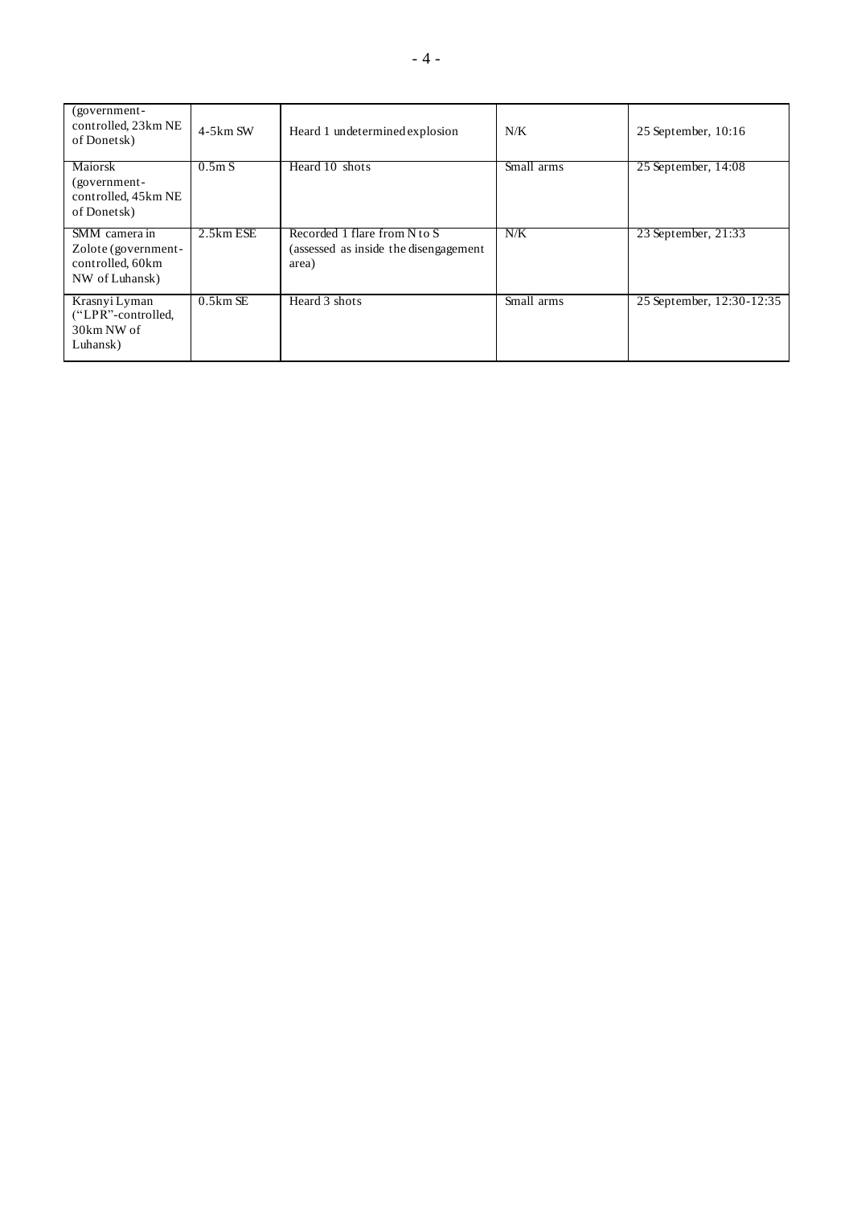| (government-controlled, 23km NE of Donetsk) | 4-5km SW | Heard 1 undetermined explosion | N/K | 25 September, 10:16 |
|---|---|---|---|---|
| Maiorsk (government-controlled, 45km NE of Donetsk) | 0.5m S | Heard 10 shots | Small arms | 25 September, 14:08 |
| SMM camera in Zolote (government-controlled, 60km NW of Luhansk) | 2.5km ESE | Recorded 1 flare from N to S (assessed as inside the disengagement area) | N/K | 23 September, 21:33 |
| Krasnyi Lyman ("LPR"-controlled, 30km NW of Luhansk) | 0.5km SE | Heard 3 shots | Small arms | 25 September, 12:30-12:35 |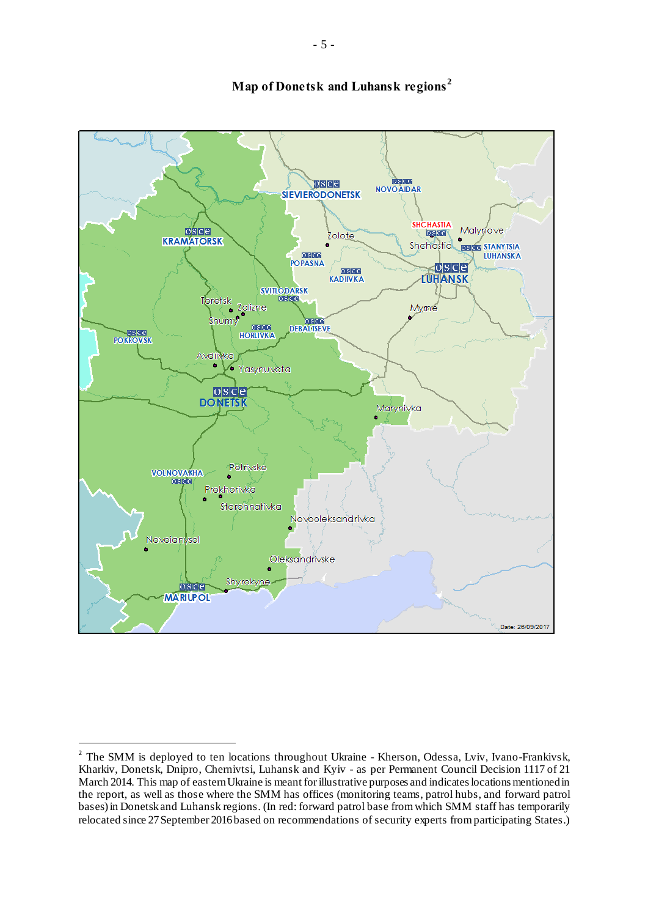# Map of Donetsk and Luhansk regions[2]

SIEVIERODONETSK
NOVOAIDAR
SHCHASTIA
Malynove
Zolote
Shchastia
STANYTSIA LUHANSKA
KRAMATORSK
POPASNA
KADIIVKA
LUHANSK
SVITLODARSK
Toretsk
Zalizne
Myrne
Shumy
HORLIVKA
DEBALTSEVE
POKROVSK
Avdiivka
Yasynuvata
DONETSK
Marynivka
VOLNOVAKHA
Petrivske
Prokhorivka
Starohnativka
Novooleksandrivka
Novoianysol
Oleksandrivske
Shyrokyne
MARIUPOL
Date: 26/09/2017

---

[2] The SMM is deployed to ten locations throughout Ukraine - Kherson, Odessa, Lviv, Ivano-Frankivsk, Kharkiv, Donetsk, Dnipro, Chernivtsi, Luhansk and Kyiv - as per Permanent Council Decision 1117 of 21 March 2014. This map of eastern Ukraine is meant for illustrative purposes and indicates locations mentioned in the report, as well as those where the SMM has offices (monitoring teams, patrol hubs, and forward patrol bases) in Donetsk and Luhansk regions. (In red: forward patrol base from which SMM staff has temporarily relocated since 27 September 2016 based on recommendations of security experts from participating States.)